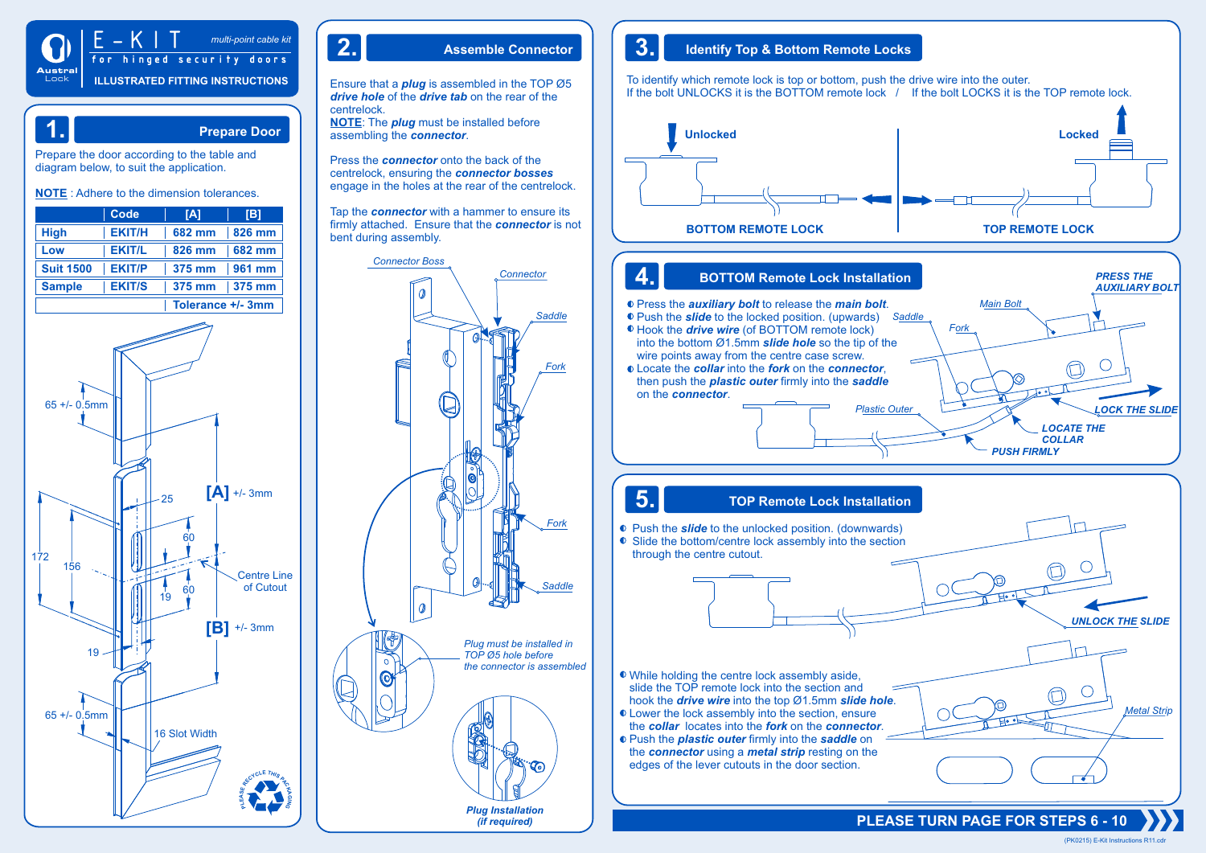# E-KIT

multi-point cable kit

for hinged security doors

ILLUSTRATED FITTING INSTRUCTIONS

## 1. Prepare Door

Prepare the door according to the table and diagram below, to suit the application.

**NOTE** : Adhere to the dimension tolerances.

| | Code | [A] | [B] |
|---|---|---|---|
| High | EKIT/H | 682 mm | 826 mm |
| Low | EKIT/L | 826 mm | 682 mm |
| Suit 1500 | EKIT/P | 375 mm | 961 mm |
| Sample | EKIT/S | 375 mm | 375 mm |
| | | Tolerance +/- 3mm | |

65 +/- 0.5mm

25

[A] +/- 3mm

60

172

156

Centre Line of Cutout

19

60

[B] +/- 3mm

19

65 +/- 0.5mm

16 Slot Width

PLEASE RECYCLE THIS PACKAGING

## 2. Assemble Connector

Ensure that a ***plug*** is assembled in the TOP Ø5 ***drive hole*** of the ***drive tab*** on the rear of the centrelock.

**NOTE**: The ***plug*** must be installed before assembling the ***connector***.

Press the ***connector*** onto the back of the centrelock, ensuring the ***connector bosses*** engage in the holes at the rear of the centrelock.

Tap the ***connector*** with a hammer to ensure its firmly attached. Ensure that the ***connector*** is not bent during assembly.

Connector Boss

Connector

Saddle

Fork

Fork

Saddle

*Plug must be installed in TOP Ø5 hole before the connector is assembled*

***Plug Installation (if required)***

## 3. Identify Top & Bottom Remote Locks

To identify which remote lock is top or bottom, push the drive wire into the outer.
If the bolt UNLOCKS it is the BOTTOM remote lock / If the bolt LOCKS it is the TOP remote lock.

Unlocked

Locked

**BOTTOM REMOTE LOCK**

**TOP REMOTE LOCK**

## 4. BOTTOM Remote Lock Installation

- Press the ***auxiliary bolt*** to release the ***main bolt***.
- Push the ***slide*** to the locked position. (upwards)
- Hook the ***drive wire*** (of BOTTOM remote lock) into the bottom Ø1.5mm ***slide hole*** so the tip of the wire points away from the centre case screw.
- Locate the ***collar*** into the ***fork*** on the ***connector***, then push the ***plastic outer*** firmly into the ***saddle*** on the ***connector***.

***PRESS THE AUXILIARY BOLT***

*Main Bolt*

*Saddle*

*Fork*

*Plastic Outer*

***LOCK THE SLIDE***

***LOCATE THE COLLAR***

***PUSH FIRMLY***

## 5. TOP Remote Lock Installation

- Push the ***slide*** to the unlocked position. (downwards)
- Slide the bottom/centre lock assembly into the section through the centre cutout.

***UNLOCK THE SLIDE***

- While holding the centre lock assembly aside, slide the TOP remote lock into the section and hook the ***drive wire*** into the top Ø1.5mm ***slide hole***.
- Lower the lock assembly into the section, ensure the ***collar*** locates into the ***fork*** on the ***connector***.
- Push the ***plastic outer*** firmly into the ***saddle*** on the ***connector*** using a ***metal strip*** resting on the edges of the lever cutouts in the door section.

*Metal Strip*

**PLEASE TURN PAGE FOR STEPS 6 - 10**

(PK0215) E-Kit Instructions R11.cdr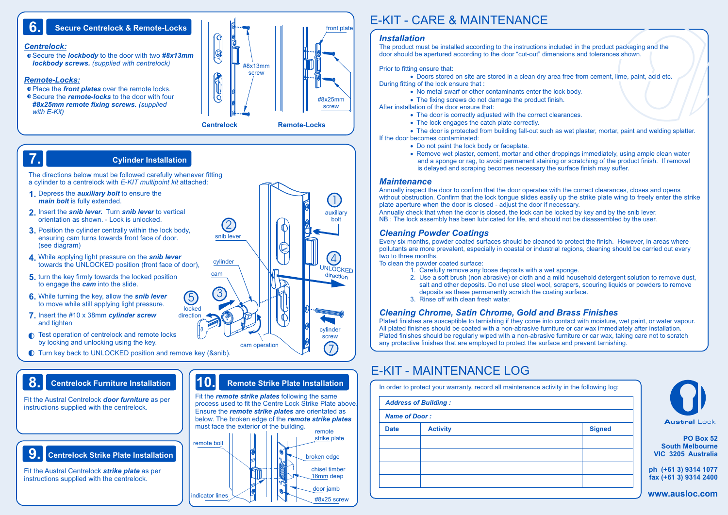## 6. Secure Centrelock & Remote-Locks

***Centrelock:***

- Secure the ***lockbody*** to the door with two ***#8x13mm lockbody screws.*** *(supplied with centrelock)*

***Remote-Locks:***

- Place the ***front plates*** over the remote locks.
- Secure the ***remote-locks*** to the door with four ***#8x25mm remote fixing screws.*** *(supplied with E-Kit)*

#8x13mm screw

front plate

#8x25mm screw

Centrelock

Remote-Locks

## 7. Cylinder Installation

The directions below must be followed carefully whenever fitting a cylinder to a centrelock with *E-KIT multipoint kit* attached:

1. Depress the ***auxiliary bolt*** to ensure the ***main bolt*** is fully extended.
2. Insert the ***snib lever.*** Turn ***snib lever*** to vertical orientation as shown. - Lock is unlocked.
3. Position the cylinder centrally within the lock body, ensuring cam turns towards front face of door. (see diagram)
4. While applying light pressure on the ***snib lever*** towards the UNLOCKED position (front face of door),
5. turn the key firmly towards the locked position to engage the ***cam*** into the slide.
6. While turning the key, allow the ***snib lever*** to move while still applying light pressure.
7. Insert the #10 x 38mm ***cylinder screw*** and tighten

- Test operation of centrelock and remote locks by locking and unlocking using the key.
- Turn key back to UNLOCKED position and remove key (&snib).

1 auxillary bolt

2 snib lever

3

4 UNLOCKED direction

5 locked direction

7 cylinder screw

cylinder

cam

cam operation

## 8. Centrelock Furniture Installation

Fit the Austral Centrelock ***door furniture*** as per instructions supplied with the centrelock.

## 9. Centrelock Strike Plate Installation

Fit the Austral Centrelock ***strike plate*** as per instructions supplied with the centrelock.

## 10. Remote Strike Plate Installation

Fit the ***remote strike plates*** following the same process used to fit the Centre Lock Strike Plate above. Ensure the ***remote strike plates*** are orientated as below. The broken edge of the ***remote strike plates*** must face the exterior of the building.

remote bolt

remote strike plate

broken edge

chisel timber 16mm deep

door jamb

#8x25 screw

indicator lines

# E-KIT - CARE & MAINTENANCE

### *Installation*

The product must be installed according to the instructions included in the product packaging and the door should be apertured according to the door "cut-out" dimensions and tolerances shown.

Prior to fitting ensure that:

- Doors stored on site are stored in a clean dry area free from cement, lime, paint, acid etc.

During fitting of the lock ensure that :

- No metal swarf or other contaminants enter the lock body.
- The fixing screws do not damage the product finish.

After installation of the door ensure that:

- The door is correctly adjusted with the correct clearances.
- The lock engages the catch plate correctly.
- The door is protected from building fall-out such as wet plaster, mortar, paint and welding splatter.

If the door becomes contaminated:

- Do not paint the lock body or faceplate.
- Remove wet plaster, cement, mortar and other droppings immediately, using ample clean water and a sponge or rag, to avoid permanent staining or scratching of the product finish. If removal is delayed and scraping becomes necessary the surface finish may suffer.

### *Maintenance*

Annually inspect the door to confirm that the door operates with the correct clearances, closes and opens without obstruction. Confirm that the lock tongue slides easily up the strike plate wing to freely enter the strike plate aperture when the door is closed - adjust the door if necessary.
Annually check that when the door is closed, the lock can be locked by key and by the snib lever.
NB : The lock assembly has been lubricated for life, and should not be disassembled by the user.

### *Cleaning Powder Coatings*

Every six months, powder coated surfaces should be cleaned to protect the finish. However, in areas where pollutants are more prevalent, especially in coastal or industrial regions, cleaning should be carried out every two to three months.
To clean the powder coated surface:

1. Carefully remove any loose deposits with a wet sponge.
2. Use a soft brush (non abrasive) or cloth and a mild household detergent solution to remove dust, salt and other deposits. Do not use steel wool, scrapers, scouring liquids or powders to remove deposits as these permanently scratch the coating surface.
3. Rinse off with clean fresh water.

### *Cleaning Chrome, Satin Chrome, Gold and Brass Finishes*

Plated finishes are susceptible to tarnishing if they come into contact with moisture, wet paint, or water vapour. All plated finishes should be coated with a non-abrasive furniture or car wax immediately after installation. Plated finishes should be regularly wiped with a non-abrasive furniture or car wax, taking care not to scratch any protective finishes that are employed to protect the surface and prevent tarnishing.

# E-KIT - MAINTENANCE LOG

In order to protect your warranty, record all maintenance activity in the following log:

***Address of Building :***

***Name of Door :***

| Date | Activity | Signed |
|---|---|---|
| | | |
| | | |
| | | |
| | | |

Austral Lock

PO Box 52
South Melbourne
VIC 3205 Australia

ph (+61 3) 9314 1077
fax (+61 3) 9314 2400

www.ausloc.com